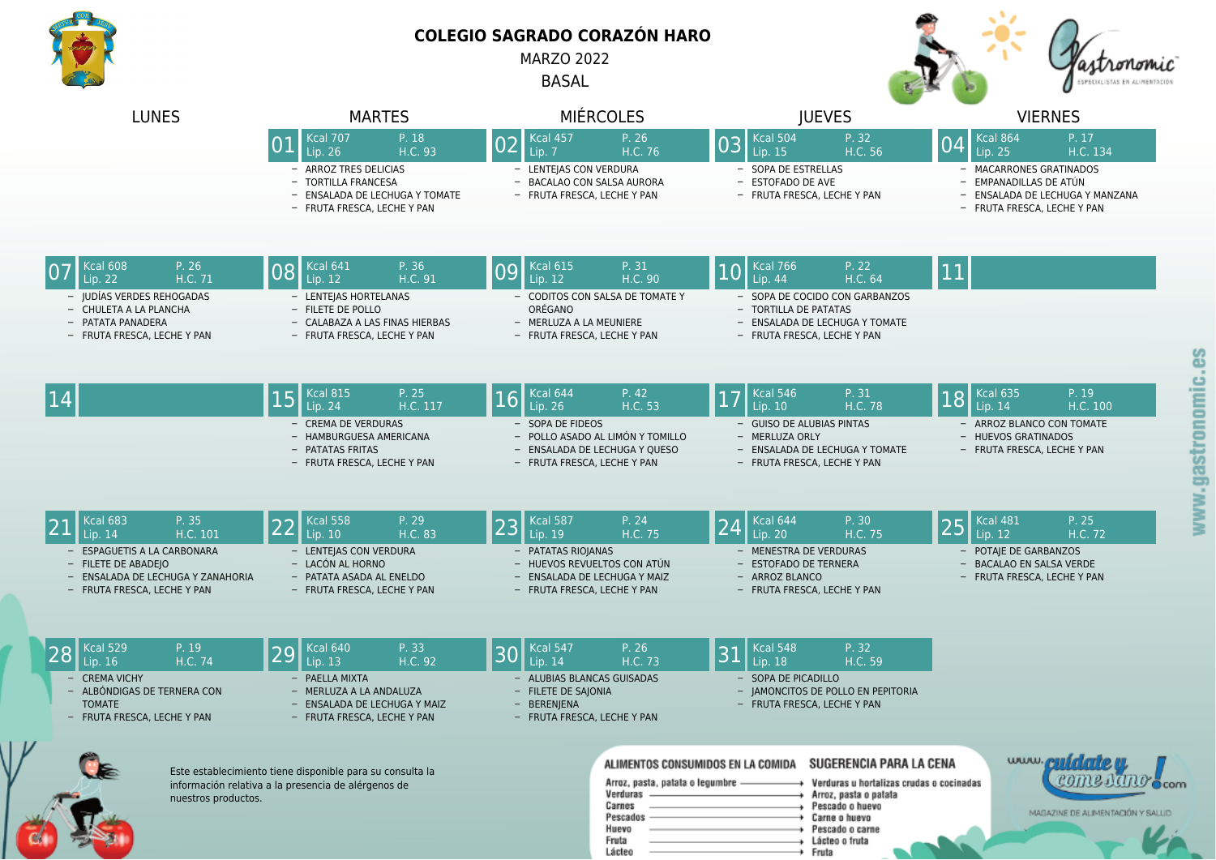# COLEGIO SAGRADO CORAZÓN HARO

MARZO 2022

BASAL

| LUNES | MARTES | MIÉRCOLES | JUEVES | VIERNES |
|---|---|---|---|---|
| | **01** Kcal 707 P. 18 Lip. 26 H.C. 93<br>– ARROZ TRES DELICIAS<br>– TORTILLA FRANCESA<br>– ENSALADA DE LECHUGA Y TOMATE<br>– FRUTA FRESCA, LECHE Y PAN | **02** Kcal 457 P. 26 Lip. 7 H.C. 76<br>– LENTEJAS CON VERDURA<br>– BACALAO CON SALSA AURORA<br>– FRUTA FRESCA, LECHE Y PAN | **03** Kcal 504 P. 32 Lip. 15 H.C. 56<br>– SOPA DE ESTRELLAS<br>– ESTOFADO DE AVE<br>– FRUTA FRESCA, LECHE Y PAN | **04** Kcal 864 P. 17 Lip. 25 H.C. 134<br>– MACARRONES GRATINADOS<br>– EMPANADILLAS DE ATÚN<br>– ENSALADA DE LECHUGA Y MANZANA<br>– FRUTA FRESCA, LECHE Y PAN |
| **07** Kcal 608 P. 26 Lip. 22 H.C. 71<br>– JUDÍAS VERDES REHOGADAS<br>– CHULETA A LA PLANCHA<br>– PATATA PANADERA<br>– FRUTA FRESCA, LECHE Y PAN | **08** Kcal 641 P. 36 Lip. 12 H.C. 91<br>– LENTEJAS HORTELANAS<br>– FILETE DE POLLO<br>– CALABAZA A LAS FINAS HIERBAS<br>– FRUTA FRESCA, LECHE Y PAN | **09** Kcal 615 P. 31 Lip. 12 H.C. 90<br>– CODITOS CON SALSA DE TOMATE Y ORÉGANO<br>– MERLUZA A LA MEUNIERE<br>– FRUTA FRESCA, LECHE Y PAN | **10** Kcal 766 P. 22 Lip. 44 H.C. 64<br>– SOPA DE COCIDO CON GARBANZOS<br>– TORTILLA DE PATATAS<br>– ENSALADA DE LECHUGA Y TOMATE<br>– FRUTA FRESCA, LECHE Y PAN | **11** |
| **14** | **15** Kcal 815 P. 25 Lip. 24 H.C. 117<br>– CREMA DE VERDURAS<br>– HAMBURGUESA AMERICANA<br>– PATATAS FRITAS<br>– FRUTA FRESCA, LECHE Y PAN | **16** Kcal 644 P. 42 Lip. 26 H.C. 53<br>– SOPA DE FIDEOS<br>– POLLO ASADO AL LIMÓN Y TOMILLO<br>– ENSALADA DE LECHUGA Y QUESO<br>– FRUTA FRESCA, LECHE Y PAN | **17** Kcal 546 P. 31 Lip. 10 H.C. 78<br>– GUISO DE ALUBIAS PINTAS<br>– MERLUZA ORLY<br>– ENSALADA DE LECHUGA Y TOMATE<br>– FRUTA FRESCA, LECHE Y PAN | **18** Kcal 635 P. 19 Lip. 14 H.C. 100<br>– ARROZ BLANCO CON TOMATE<br>– HUEVOS GRATINADOS<br>– FRUTA FRESCA, LECHE Y PAN |
| **21** Kcal 683 P. 35 Lip. 14 H.C. 101<br>– ESPAGUETIS A LA CARBONARA<br>– FILETE DE ABADEJO<br>– ENSALADA DE LECHUGA Y ZANAHORIA<br>– FRUTA FRESCA, LECHE Y PAN | **22** Kcal 558 P. 29 Lip. 10 H.C. 83<br>– LENTEJAS CON VERDURA<br>– LACÓN AL HORNO<br>– PATATA ASADA AL ENELDO<br>– FRUTA FRESCA, LECHE Y PAN | **23** Kcal 587 P. 24 Lip. 19 H.C. 75<br>– PATATAS RIOJANAS<br>– HUEVOS REVUELTOS CON ATÚN<br>– ENSALADA DE LECHUGA Y MAIZ<br>– FRUTA FRESCA, LECHE Y PAN | **24** Kcal 644 P. 30 Lip. 20 H.C. 75<br>– MENESTRA DE VERDURAS<br>– ESTOFADO DE TERNERA<br>– ARROZ BLANCO<br>– FRUTA FRESCA, LECHE Y PAN | **25** Kcal 481 P. 25 Lip. 12 H.C. 72<br>– POTAJE DE GARBANZOS<br>– BACALAO EN SALSA VERDE<br>– FRUTA FRESCA, LECHE Y PAN |
| **28** Kcal 529 P. 19 Lip. 16 H.C. 74<br>– CREMA VICHY<br>– ALBÓNDIGAS DE TERNERA CON TOMATE<br>– FRUTA FRESCA, LECHE Y PAN | **29** Kcal 640 P. 33 Lip. 13 H.C. 92<br>– PAELLA MIXTA<br>– MERLUZA A LA ANDALUZA<br>– ENSALADA DE LECHUGA Y MAIZ<br>– FRUTA FRESCA, LECHE Y PAN | **30** Kcal 547 P. 26 Lip. 14 H.C. 73<br>– ALUBIAS BLANCAS GUISADAS<br>– FILETE DE SAJONIA<br>– BERENJENA<br>– FRUTA FRESCA, LECHE Y PAN | **31** Kcal 548 P. 32 Lip. 18 H.C. 59<br>– SOPA DE PICADILLO<br>– JAMONCITOS DE POLLO EN PEPITORIA<br>– FRUTA FRESCA, LECHE Y PAN | |

Este establecimiento tiene disponible para su consulta la información relativa a la presencia de alérgenos de nuestros productos.

| ALIMENTOS CONSUMIDOS EN LA COMIDA | SUGERENCIA PARA LA CENA |
|---|---|
| Arroz, pasta, patata o legumbre | Verduras u hortalizas crudas o cocinadas |
| Verduras | Arroz, pasta o patata |
| Carnes | Pescado o huevo |
| Pescados | Carne o huevo |
| Huevo | Pescado o carne |
| Fruta | Lácteo o fruta |
| Lácteo | Fruta |

www.cuidateycomesano.com

MAGAZINE DE ALIMENTACIÓN Y SALUD

www.gastronomic.es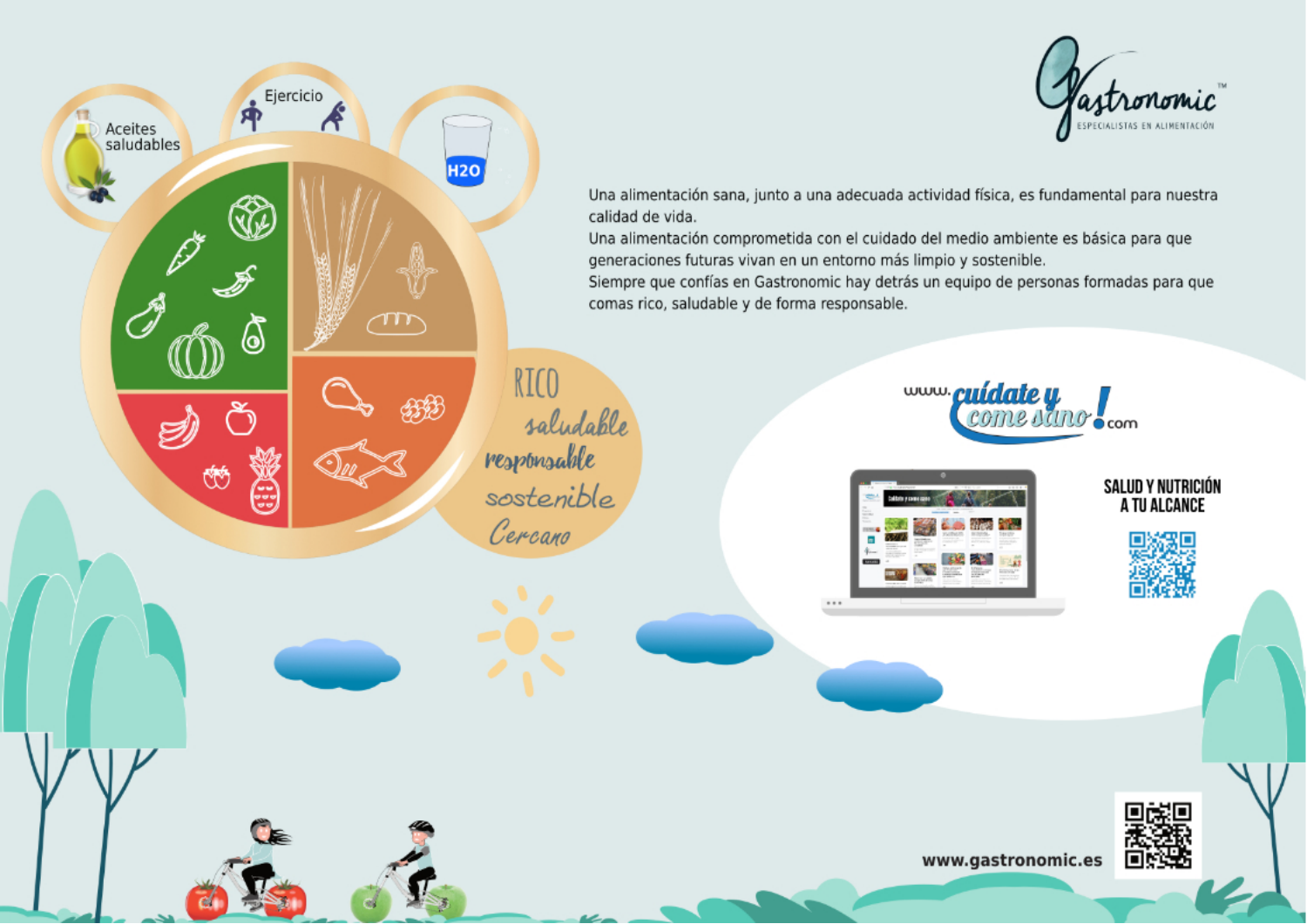Aceites saludables

Ejercicio

H2O

RICO

saludable

responsable

sostenible

Cercano

Gastronomic™

ESPECIALISTAS EN ALIMENTACIÓN

Una alimentación sana, junto a una adecuada actividad física, es fundamental para nuestra calidad de vida.
Una alimentación comprometida con el cuidado del medio ambiente es básica para que generaciones futuras vivan en un entorno más limpio y sostenible.
Siempre que confías en Gastronomic hay detrás un equipo de personas formadas para que comas rico, saludable y de forma responsable.

www.cuídate y come sano!.com

SALUD Y NUTRICIÓN A TU ALCANCE

www.gastronomic.es